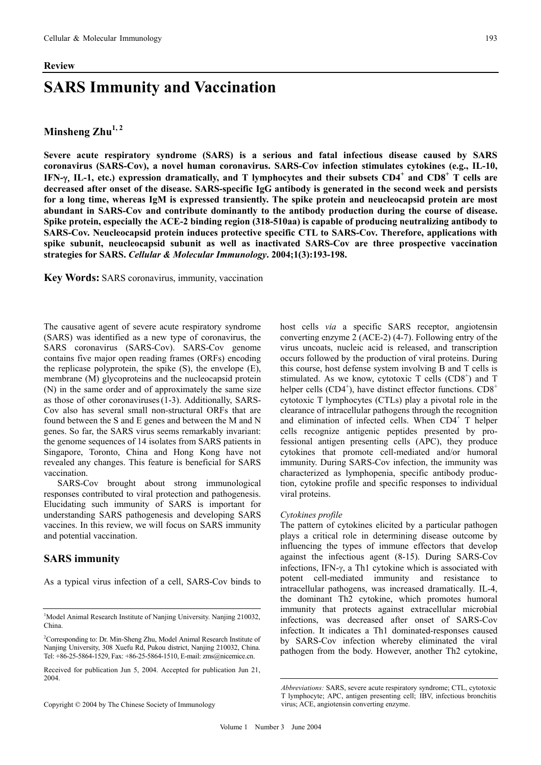**Review**

# SARS Immunity and Vaccination

**Minsheng Zhu[1, 2]**

**Severe acute respiratory syndrome (SARS) is a serious and fatal infectious disease caused by SARS coronavirus (SARS-Cov), a novel human coronavirus. SARS-Cov infection stimulates cytokines (e.g., IL-10, IFN-γ, IL-1, etc.) expression dramatically, and T lymphocytes and their subsets $CD4^+$ and $CD8^+$ T cells are decreased after onset of the disease. SARS-specific IgG antibody is generated in the second week and persists for a long time, whereas IgM is expressed transiently. The spike protein and neucleocapsid protein are most abundant in SARS-Cov and contribute dominantly to the antibody production during the course of disease. Spike protein, especially the ACE-2 binding region (318-510aa) is capable of producing neutralizing antibody to SARS-Cov. Neucleocapsid protein induces protective specific CTL to SARS-Cov. Therefore, applications with spike subunit, neucleocapsid subunit as well as inactivated SARS-Cov are three prospective vaccination strategies for SARS.** ***Cellular & Molecular Immunology*****. 2004;1(3):193-198.**

**Key Words:** SARS coronavirus, immunity, vaccination

The causative agent of severe acute respiratory syndrome (SARS) was identified as a new type of coronavirus, the SARS coronavirus (SARS-Cov). SARS-Cov genome contains five major open reading frames (ORFs) encoding the replicase polyprotein, the spike (S), the envelope (E), membrane (M) glycoproteins and the nucleocapsid protein (N) in the same order and of approximately the same size as those of other coronaviruses (1-3). Additionally, SARS-Cov also has several small non-structural ORFs that are found between the S and E genes and between the M and N genes. So far, the SARS virus seems remarkably invariant: the genome sequences of 14 isolates from SARS patients in Singapore, Toronto, China and Hong Kong have not revealed any changes. This feature is beneficial for SARS vaccination.

SARS-Cov brought about strong immunological responses contributed to viral protection and pathogenesis. Elucidating such immunity of SARS is important for understanding SARS pathogenesis and developing SARS vaccines. In this review, we will focus on SARS immunity and potential vaccination.

## SARS immunity

As a typical virus infection of a cell, SARS-Cov binds to host cells *via* a specific SARS receptor, angiotensin converting enzyme 2 (ACE-2) (4-7). Following entry of the virus uncoats, nucleic acid is released, and transcription occurs followed by the production of viral proteins. During this course, host defense system involving B and T cells is stimulated. As we know, cytotoxic T cells ($CD8^+$) and T helper cells ($CD4^+$), have distinct effector functions. $CD8^+$ cytotoxic T lymphocytes (CTLs) play a pivotal role in the clearance of intracellular pathogens through the recognition and elimination of infected cells. When $CD4^+$ T helper cells recognize antigenic peptides presented by professional antigen presenting cells (APC), they produce cytokines that promote cell-mediated and/or humoral immunity. During SARS-Cov infection, the immunity was characterized as lymphopenia, specific antibody production, cytokine profile and specific responses to individual viral proteins.

### *Cytokines profile*

The pattern of cytokines elicited by a particular pathogen plays a critical role in determining disease outcome by influencing the types of immune effectors that develop against the infectious agent (8-15). During SARS-Cov infections, IFN-γ, a Th1 cytokine which is associated with potent cell-mediated immunity and resistance to intracellular pathogens, was increased dramatically. IL-4, the dominant Th2 cytokine, which promotes humoral immunity that protects against extracellular microbial infections, was decreased after onset of SARS-Cov infection. It indicates a Th1 dominated-responses caused by SARS-Cov infection whereby eliminated the viral pathogen from the body. However, another Th2 cytokine,

[1]Model Animal Research Institute of Nanjing University. Nanjing 210032, China.

[2]Corresponding to: Dr. Min-Sheng Zhu, Model Animal Research Institute of Nanjing University, 308 Xuefu Rd, Pukou district, Nanjing 210032, China. Tel: +86-25-5864-1529, Fax: +86-25-5864-1510, E-mail: zms@nicemice.cn.

Received for publication Jun 5, 2004. Accepted for publication Jun 21, 2004.

Copyright © 2004 by The Chinese Society of Immunology

*Abbreviations:* SARS, severe acute respiratory syndrome; CTL, cytotoxic T lymphocyte; APC, antigen presenting cell; IBV, infectious bronchitis virus; ACE, angiotensin converting enzyme.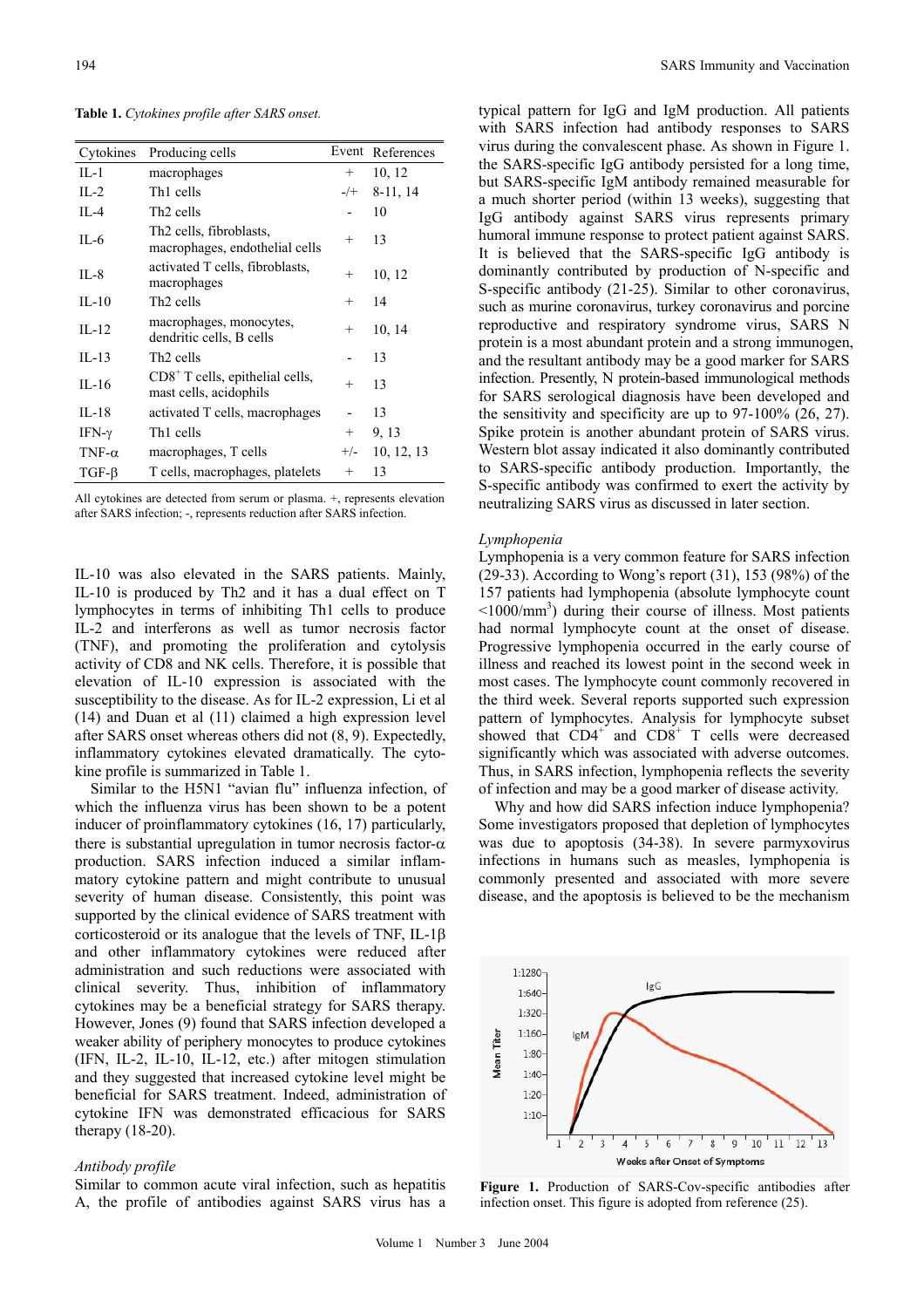**Table 1.** *Cytokines profile after SARS onset.*

| Cytokines | Producing cells | Event | References |
|---|---|---|---|
| IL-1 | macrophages | + | 10, 12 |
| IL-2 | Th1 cells | -/+ | 8-11, 14 |
| IL-4 | Th2 cells | - | 10 |
| IL-6 | Th2 cells, fibroblasts, macrophages, endothelial cells | + | 13 |
| IL-8 | activated T cells, fibroblasts, macrophages | + | 10, 12 |
| IL-10 | Th2 cells | + | 14 |
| IL-12 | macrophages, monocytes, dendritic cells, B cells | + | 10, 14 |
| IL-13 | Th2 cells | - | 13 |
| IL-16 | $CD8^+$ T cells, epithelial cells, mast cells, acidophils | + | 13 |
| IL-18 | activated T cells, macrophages | - | 13 |
| IFN-γ | Th1 cells | + | 9, 13 |
| TNF-α | macrophages, T cells | +/- | 10, 12, 13 |
| TGF-β | T cells, macrophages, platelets | + | 13 |

All cytokines are detected from serum or plasma. +, represents elevation after SARS infection; -, represents reduction after SARS infection.

IL-10 was also elevated in the SARS patients. Mainly, IL-10 is produced by Th2 and it has a dual effect on T lymphocytes in terms of inhibiting Th1 cells to produce IL-2 and interferons as well as tumor necrosis factor (TNF), and promoting the proliferation and cytolysis activity of CD8 and NK cells. Therefore, it is possible that elevation of IL-10 expression is associated with the susceptibility to the disease. As for IL-2 expression, Li et al (14) and Duan et al (11) claimed a high expression level after SARS onset whereas others did not (8, 9). Expectedly, inflammatory cytokines elevated dramatically. The cytokine profile is summarized in Table 1.

Similar to the H5N1 "avian flu" influenza infection, of which the influenza virus has been shown to be a potent inducer of proinflammatory cytokines (16, 17) particularly, there is substantial upregulation in tumor necrosis factor-α production. SARS infection induced a similar inflammatory cytokine pattern and might contribute to unusual severity of human disease. Consistently, this point was supported by the clinical evidence of SARS treatment with corticosteroid or its analogue that the levels of TNF, IL-1β and other inflammatory cytokines were reduced after administration and such reductions were associated with clinical severity. Thus, inhibition of inflammatory cytokines may be a beneficial strategy for SARS therapy. However, Jones (9) found that SARS infection developed a weaker ability of periphery monocytes to produce cytokines (IFN, IL-2, IL-10, IL-12, etc.) after mitogen stimulation and they suggested that increased cytokine level might be beneficial for SARS treatment. Indeed, administration of cytokine IFN was demonstrated efficacious for SARS therapy (18-20).

*Antibody profile*

Similar to common acute viral infection, such as hepatitis A, the profile of antibodies against SARS virus has a typical pattern for IgG and IgM production. All patients with SARS infection had antibody responses to SARS virus during the convalescent phase. As shown in Figure 1. the SARS-specific IgG antibody persisted for a long time, but SARS-specific IgM antibody remained measurable for a much shorter period (within 13 weeks), suggesting that IgG antibody against SARS virus represents primary humoral immune response to protect patient against SARS. It is believed that the SARS-specific IgG antibody is dominantly contributed by production of N-specific and S-specific antibody (21-25). Similar to other coronavirus, such as murine coronavirus, turkey coronavirus and porcine reproductive and respiratory syndrome virus, SARS N protein is a most abundant protein and a strong immunogen, and the resultant antibody may be a good marker for SARS infection. Presently, N protein-based immunological methods for SARS serological diagnosis have been developed and the sensitivity and specificity are up to 97-100% (26, 27). Spike protein is another abundant protein of SARS virus. Western blot assay indicated it also dominantly contributed to SARS-specific antibody production. Importantly, the S-specific antibody was confirmed to exert the activity by neutralizing SARS virus as discussed in later section.

*Lymphopenia*

Lymphopenia is a very common feature for SARS infection (29-33). According to Wong's report (31), 153 (98%) of the 157 patients had lymphopenia (absolute lymphocyte count $<1000/mm^3$) during their course of illness. Most patients had normal lymphocyte count at the onset of disease. Progressive lymphopenia occurred in the early course of illness and reached its lowest point in the second week in most cases. The lymphocyte count commonly recovered in the third week. Several reports supported such expression pattern of lymphocytes. Analysis for lymphocyte subset showed that $CD4^+$ and $CD8^+$ T cells were decreased significantly which was associated with adverse outcomes. Thus, in SARS infection, lymphopenia reflects the severity of infection and may be a good marker of disease activity.

Why and how did SARS infection induce lymphopenia? Some investigators proposed that depletion of lymphocytes was due to apoptosis (34-38). In severe parmyxovirus infections in humans such as measles, lymphopenia is commonly presented and associated with more severe disease, and the apoptosis is believed to be the mechanism

**Figure 1.** Production of SARS-Cov-specific antibodies after infection onset. This figure is adopted from reference (25).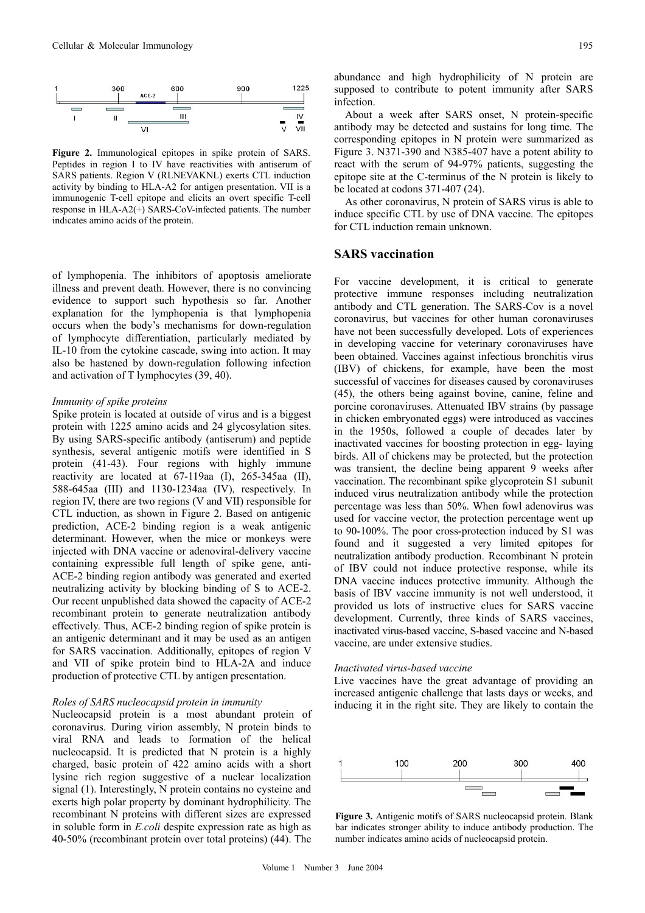**Figure 2.** Immunological epitopes in spike protein of SARS. Peptides in region I to IV have reactivities with antiserum of SARS patients. Region V (RLNEVAKNL) exerts CTL induction activity by binding to HLA-A2 for antigen presentation. VII is a immunogenic T-cell epitope and elicits an overt specific T-cell response in HLA-A2(+) SARS-CoV-infected patients. The number indicates amino acids of the protein.

of lymphopenia. The inhibitors of apoptosis ameliorate illness and prevent death. However, there is no convincing evidence to support such hypothesis so far. Another explanation for the lymphopenia is that lymphopenia occurs when the body's mechanisms for down-regulation of lymphocyte differentiation, particularly mediated by IL-10 from the cytokine cascade, swing into action. It may also be hastened by down-regulation following infection and activation of T lymphocytes (39, 40).

### *Immunity of spike proteins*

Spike protein is located at outside of virus and is a biggest protein with 1225 amino acids and 24 glycosylation sites. By using SARS-specific antibody (antiserum) and peptide synthesis, several antigenic motifs were identified in S protein (41-43). Four regions with highly immune reactivity are located at 67-119aa (I), 265-345aa (II), 588-645aa (III) and 1130-1234aa (IV), respectively. In region IV, there are two regions (V and VII) responsible for CTL induction, as shown in Figure 2. Based on antigenic prediction, ACE-2 binding region is a weak antigenic determinant. However, when the mice or monkeys were injected with DNA vaccine or adenoviral-delivery vaccine containing expressible full length of spike gene, anti-ACE-2 binding region antibody was generated and exerted neutralizing activity by blocking binding of S to ACE-2. Our recent unpublished data showed the capacity of ACE-2 recombinant protein to generate neutralization antibody effectively. Thus, ACE-2 binding region of spike protein is an antigenic determinant and it may be used as an antigen for SARS vaccination. Additionally, epitopes of region V and VII of spike protein bind to HLA-2A and induce production of protective CTL by antigen presentation.

### *Roles of SARS nucleocapsid protein in immunity*

Nucleocapsid protein is a most abundant protein of coronavirus. During virion assembly, N protein binds to viral RNA and leads to formation of the helical nucleocapsid. It is predicted that N protein is a highly charged, basic protein of 422 amino acids with a short lysine rich region suggestive of a nuclear localization signal (1). Interestingly, N protein contains no cysteine and exerts high polar property by dominant hydrophilicity. The recombinant N proteins with different sizes are expressed in soluble form in *E.coli* despite expression rate as high as 40-50% (recombinant protein over total proteins) (44). The abundance and high hydrophilicity of N protein are supposed to contribute to potent immunity after SARS infection.

About a week after SARS onset, N protein-specific antibody may be detected and sustains for long time. The corresponding epitopes in N protein were summarized as Figure 3. N371-390 and N385-407 have a potent ability to react with the serum of 94-97% patients, suggesting the epitope site at the C-terminus of the N protein is likely to be located at codons 371-407 (24).

As other coronavirus, N protein of SARS virus is able to induce specific CTL by use of DNA vaccine. The epitopes for CTL induction remain unknown.

## SARS vaccination

For vaccine development, it is critical to generate protective immune responses including neutralization antibody and CTL generation. The SARS-Cov is a novel coronavirus, but vaccines for other human coronaviruses have not been successfully developed. Lots of experiences in developing vaccine for veterinary coronaviruses have been obtained. Vaccines against infectious bronchitis virus (IBV) of chickens, for example, have been the most successful of vaccines for diseases caused by coronaviruses (45), the others being against bovine, canine, feline and porcine coronaviruses. Attenuated IBV strains (by passage in chicken embryonated eggs) were introduced as vaccines in the 1950s, followed a couple of decades later by inactivated vaccines for boosting protection in egg- laying birds. All of chickens may be protected, but the protection was transient, the decline being apparent 9 weeks after vaccination. The recombinant spike glycoprotein S1 subunit induced virus neutralization antibody while the protection percentage was less than 50%. When fowl adenovirus was used for vaccine vector, the protection percentage went up to 90-100%. The poor cross-protection induced by S1 was found and it suggested a very limited epitopes for neutralization antibody production. Recombinant N protein of IBV could not induce protective response, while its DNA vaccine induces protective immunity. Although the basis of IBV vaccine immunity is not well understood, it provided us lots of instructive clues for SARS vaccine development. Currently, three kinds of SARS vaccines, inactivated virus-based vaccine, S-based vaccine and N-based vaccine, are under extensive studies.

### *Inactivated virus-based vaccine*

Live vaccines have the great advantage of providing an increased antigenic challenge that lasts days or weeks, and inducing it in the right site. They are likely to contain the

**Figure 3.** Antigenic motifs of SARS nucleocapsid protein. Blank bar indicates stronger ability to induce antibody production. The number indicates amino acids of nucleocapsid protein.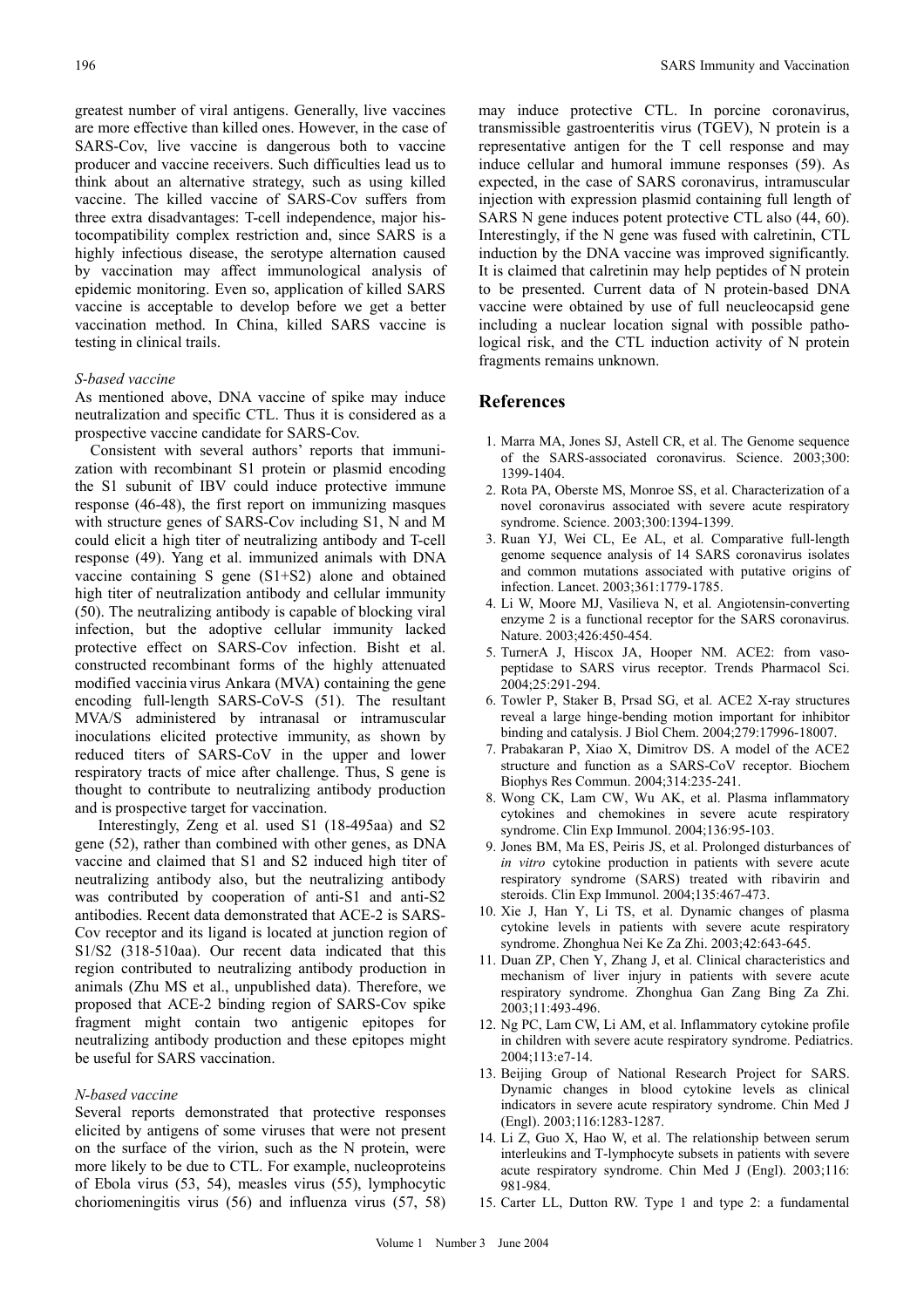greatest number of viral antigens. Generally, live vaccines are more effective than killed ones. However, in the case of SARS-Cov, live vaccine is dangerous both to vaccine producer and vaccine receivers. Such difficulties lead us to think about an alternative strategy, such as using killed vaccine. The killed vaccine of SARS-Cov suffers from three extra disadvantages: T-cell independence, major histocompatibility complex restriction and, since SARS is a highly infectious disease, the serotype alternation caused by vaccination may affect immunological analysis of epidemic monitoring. Even so, application of killed SARS vaccine is acceptable to develop before we get a better vaccination method. In China, killed SARS vaccine is testing in clinical trails.

*S-based vaccine*

As mentioned above, DNA vaccine of spike may induce neutralization and specific CTL. Thus it is considered as a prospective vaccine candidate for SARS-Cov.

Consistent with several authors' reports that immunization with recombinant S1 protein or plasmid encoding the S1 subunit of IBV could induce protective immune response (46-48), the first report on immunizing masques with structure genes of SARS-Cov including S1, N and M could elicit a high titer of neutralizing antibody and T-cell response (49). Yang et al. immunized animals with DNA vaccine containing S gene (S1+S2) alone and obtained high titer of neutralization antibody and cellular immunity (50). The neutralizing antibody is capable of blocking viral infection, but the adoptive cellular immunity lacked protective effect on SARS-Cov infection. Bisht et al. constructed recombinant forms of the highly attenuated modified vaccinia virus Ankara (MVA) containing the gene encoding full-length SARS-CoV-S (51). The resultant MVA/S administered by intranasal or intramuscular inoculations elicited protective immunity, as shown by reduced titers of SARS-CoV in the upper and lower respiratory tracts of mice after challenge. Thus, S gene is thought to contribute to neutralizing antibody production and is prospective target for vaccination.

Interestingly, Zeng et al. used S1 (18-495aa) and S2 gene (52), rather than combined with other genes, as DNA vaccine and claimed that S1 and S2 induced high titer of neutralizing antibody also, but the neutralizing antibody was contributed by cooperation of anti-S1 and anti-S2 antibodies. Recent data demonstrated that ACE-2 is SARS-Cov receptor and its ligand is located at junction region of S1/S2 (318-510aa). Our recent data indicated that this region contributed to neutralizing antibody production in animals (Zhu MS et al., unpublished data). Therefore, we proposed that ACE-2 binding region of SARS-Cov spike fragment might contain two antigenic epitopes for neutralizing antibody production and these epitopes might be useful for SARS vaccination.

*N-based vaccine*

Several reports demonstrated that protective responses elicited by antigens of some viruses that were not present on the surface of the virion, such as the N protein, were more likely to be due to CTL. For example, nucleoproteins of Ebola virus (53, 54), measles virus (55), lymphocytic choriomeningitis virus (56) and influenza virus (57, 58) may induce protective CTL. In porcine coronavirus, transmissible gastroenteritis virus (TGEV), N protein is a representative antigen for the T cell response and may induce cellular and humoral immune responses (59). As expected, in the case of SARS coronavirus, intramuscular injection with expression plasmid containing full length of SARS N gene induces potent protective CTL also (44, 60). Interestingly, if the N gene was fused with calretinin, CTL induction by the DNA vaccine was improved significantly. It is claimed that calretinin may help peptides of N protein to be presented. Current data of N protein-based DNA vaccine were obtained by use of full neucleocapsid gene including a nuclear location signal with possible pathological risk, and the CTL induction activity of N protein fragments remains unknown.

## References

1. Marra MA, Jones SJ, Astell CR, et al. The Genome sequence of the SARS-associated coronavirus. Science. 2003;300: 1399-1404.
2. Rota PA, Oberste MS, Monroe SS, et al. Characterization of a novel coronavirus associated with severe acute respiratory syndrome. Science. 2003;300:1394-1399.
3. Ruan YJ, Wei CL, Ee AL, et al. Comparative full-length genome sequence analysis of 14 SARS coronavirus isolates and common mutations associated with putative origins of infection. Lancet. 2003;361:1779-1785.
4. Li W, Moore MJ, Vasilieva N, et al. Angiotensin-converting enzyme 2 is a functional receptor for the SARS coronavirus. Nature. 2003;426:450-454.
5. TurnerA J, Hiscox JA, Hooper NM. ACE2: from vasopeptidase to SARS virus receptor. Trends Pharmacol Sci. 2004;25:291-294.
6. Towler P, Staker B, Prsad SG, et al. ACE2 X-ray structures reveal a large hinge-bending motion important for inhibitor binding and catalysis. J Biol Chem. 2004;279:17996-18007.
7. Prabakaran P, Xiao X, Dimitrov DS. A model of the ACE2 structure and function as a SARS-CoV receptor. Biochem Biophys Res Commun. 2004;314:235-241.
8. Wong CK, Lam CW, Wu AK, et al. Plasma inflammatory cytokines and chemokines in severe acute respiratory syndrome. Clin Exp Immunol. 2004;136:95-103.
9. Jones BM, Ma ES, Peiris JS, et al. Prolonged disturbances of *in vitro* cytokine production in patients with severe acute respiratory syndrome (SARS) treated with ribavirin and steroids. Clin Exp Immunol. 2004;135:467-473.
10. Xie J, Han Y, Li TS, et al. Dynamic changes of plasma cytokine levels in patients with severe acute respiratory syndrome. Zhonghua Nei Ke Za Zhi. 2003;42:643-645.
11. Duan ZP, Chen Y, Zhang J, et al. Clinical characteristics and mechanism of liver injury in patients with severe acute respiratory syndrome. Zhonghua Gan Zang Bing Za Zhi. 2003;11:493-496.
12. Ng PC, Lam CW, Li AM, et al. Inflammatory cytokine profile in children with severe acute respiratory syndrome. Pediatrics. 2004;113:e7-14.
13. Beijing Group of National Research Project for SARS. Dynamic changes in blood cytokine levels as clinical indicators in severe acute respiratory syndrome. Chin Med J (Engl). 2003;116:1283-1287.
14. Li Z, Guo X, Hao W, et al. The relationship between serum interleukins and T-lymphocyte subsets in patients with severe acute respiratory syndrome. Chin Med J (Engl). 2003;116: 981-984.
15. Carter LL, Dutton RW. Type 1 and type 2: a fundamental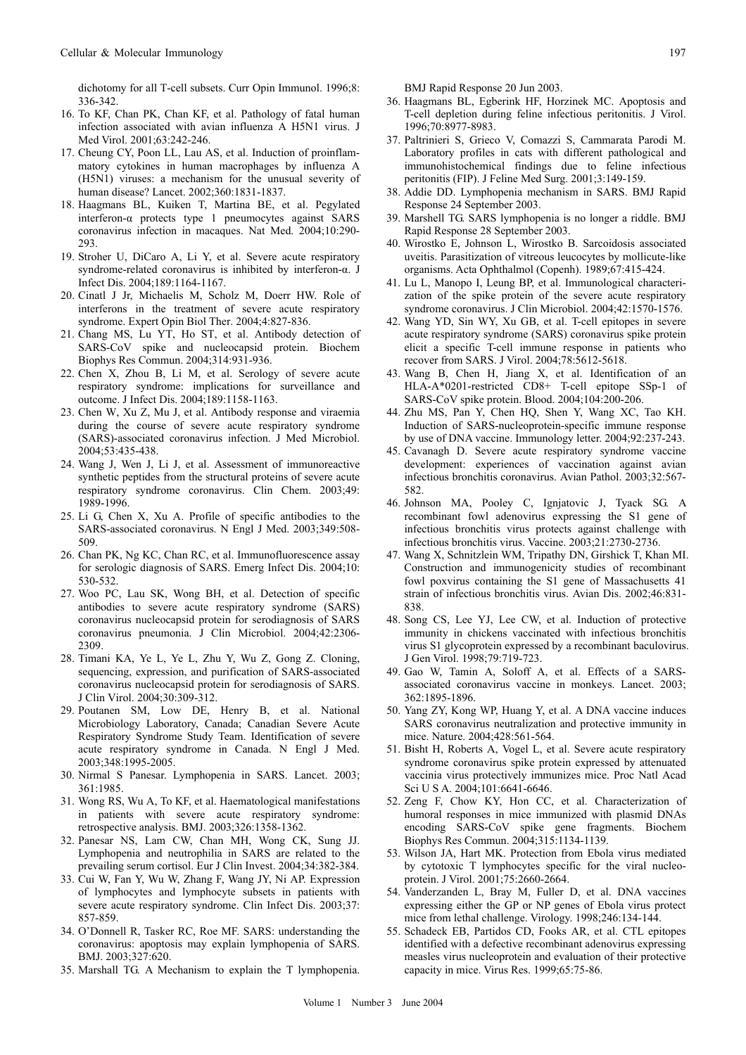dichotomy for all T-cell subsets. Curr Opin Immunol. 1996;8: 336-342.

16. To KF, Chan PK, Chan KF, et al. Pathology of fatal human infection associated with avian influenza A H5N1 virus. J Med Virol. 2001;63:242-246.
17. Cheung CY, Poon LL, Lau AS, et al. Induction of proinflammatory cytokines in human macrophages by influenza A (H5N1) viruses: a mechanism for the unusual severity of human disease? Lancet. 2002;360:1831-1837.
18. Haagmans BL, Kuiken T, Martina BE, et al. Pegylated interferon-α protects type 1 pneumocytes against SARS coronavirus infection in macaques. Nat Med. 2004;10:290-293.
19. Stroher U, DiCaro A, Li Y, et al. Severe acute respiratory syndrome-related coronavirus is inhibited by interferon-α. J Infect Dis. 2004;189:1164-1167.
20. Cinatl J Jr, Michaelis M, Scholz M, Doerr HW. Role of interferons in the treatment of severe acute respiratory syndrome. Expert Opin Biol Ther. 2004;4:827-836.
21. Chang MS, Lu YT, Ho ST, et al. Antibody detection of SARS-CoV spike and nucleocapsid protein. Biochem Biophys Res Commun. 2004;314:931-936.
22. Chen X, Zhou B, Li M, et al. Serology of severe acute respiratory syndrome: implications for surveillance and outcome. J Infect Dis. 2004;189:1158-1163.
23. Chen W, Xu Z, Mu J, et al. Antibody response and viraemia during the course of severe acute respiratory syndrome (SARS)-associated coronavirus infection. J Med Microbiol. 2004;53:435-438.
24. Wang J, Wen J, Li J, et al. Assessment of immunoreactive synthetic peptides from the structural proteins of severe acute respiratory syndrome coronavirus. Clin Chem. 2003;49: 1989-1996.
25. Li G, Chen X, Xu A. Profile of specific antibodies to the SARS-associated coronavirus. N Engl J Med. 2003;349:508-509.
26. Chan PK, Ng KC, Chan RC, et al. Immunofluorescence assay for serologic diagnosis of SARS. Emerg Infect Dis. 2004;10: 530-532.
27. Woo PC, Lau SK, Wong BH, et al. Detection of specific antibodies to severe acute respiratory syndrome (SARS) coronavirus nucleocapsid protein for serodiagnosis of SARS coronavirus pneumonia. J Clin Microbiol. 2004;42:2306-2309.
28. Timani KA, Ye L, Ye L, Zhu Y, Wu Z, Gong Z. Cloning, sequencing, expression, and purification of SARS-associated coronavirus nucleocapsid protein for serodiagnosis of SARS. J Clin Virol. 2004;30:309-312.
29. Poutanen SM, Low DE, Henry B, et al. National Microbiology Laboratory, Canada; Canadian Severe Acute Respiratory Syndrome Study Team. Identification of severe acute respiratory syndrome in Canada. N Engl J Med. 2003;348:1995-2005.
30. Nirmal S Panesar. Lymphopenia in SARS. Lancet. 2003; 361:1985.
31. Wong RS, Wu A, To KF, et al. Haematological manifestations in patients with severe acute respiratory syndrome: retrospective analysis. BMJ. 2003;326:1358-1362.
32. Panesar NS, Lam CW, Chan MH, Wong CK, Sung JJ. Lymphopenia and neutrophilia in SARS are related to the prevailing serum cortisol. Eur J Clin Invest. 2004;34:382-384.
33. Cui W, Fan Y, Wu W, Zhang F, Wang JY, Ni AP. Expression of lymphocytes and lymphocyte subsets in patients with severe acute respiratory syndrome. Clin Infect Dis. 2003;37: 857-859.
34. O'Donnell R, Tasker RC, Roe MF. SARS: understanding the coronavirus: apoptosis may explain lymphopenia of SARS. BMJ. 2003;327:620.
35. Marshall TG. A Mechanism to explain the T lymphopenia. BMJ Rapid Response 20 Jun 2003.
36. Haagmans BL, Egberink HF, Horzinek MC. Apoptosis and T-cell depletion during feline infectious peritonitis. J Virol. 1996;70:8977-8983.
37. Paltrinieri S, Grieco V, Comazzi S, Cammarata Parodi M. Laboratory profiles in cats with different pathological and immunohistochemical findings due to feline infectious peritonitis (FIP). J Feline Med Surg. 2001;3:149-159.
38. Addie DD. Lymphopenia mechanism in SARS. BMJ Rapid Response 24 September 2003.
39. Marshell TG. SARS lymphopenia is no longer a riddle. BMJ Rapid Response 28 September 2003.
40. Wirostko E, Johnson L, Wirostko B. Sarcoidosis associated uveitis. Parasitization of vitreous leucocytes by mollicute-like organisms. Acta Ophthalmol (Copenh). 1989;67:415-424.
41. Lu L, Manopo I, Leung BP, et al. Immunological characterization of the spike protein of the severe acute respiratory syndrome coronavirus. J Clin Microbiol. 2004;42:1570-1576.
42. Wang YD, Sin WY, Xu GB, et al. T-cell epitopes in severe acute respiratory syndrome (SARS) coronavirus spike protein elicit a specific T-cell immune response in patients who recover from SARS. J Virol. 2004;78:5612-5618.
43. Wang B, Chen H, Jiang X, et al. Identification of an HLA-A*0201-restricted CD8+ T-cell epitope SSp-1 of SARS-CoV spike protein. Blood. 2004;104:200-206.
44. Zhu MS, Pan Y, Chen HQ, Shen Y, Wang XC, Tao KH. Induction of SARS-nucleoprotein-specific immune response by use of DNA vaccine. Immunology letter. 2004;92:237-243.
45. Cavanagh D. Severe acute respiratory syndrome vaccine development: experiences of vaccination against avian infectious bronchitis coronavirus. Avian Pathol. 2003;32:567-582.
46. Johnson MA, Pooley C, Ignjatovic J, Tyack SG. A recombinant fowl adenovirus expressing the S1 gene of infectious bronchitis virus protects against challenge with infectious bronchitis virus. Vaccine. 2003;21:2730-2736.
47. Wang X, Schnitzlein WM, Tripathy DN, Girshick T, Khan MI. Construction and immunogenicity studies of recombinant fowl poxvirus containing the S1 gene of Massachusetts 41 strain of infectious bronchitis virus. Avian Dis. 2002;46:831-838.
48. Song CS, Lee YJ, Lee CW, et al. Induction of protective immunity in chickens vaccinated with infectious bronchitis virus S1 glycoprotein expressed by a recombinant baculovirus. J Gen Virol. 1998;79:719-723.
49. Gao W, Tamin A, Soloff A, et al. Effects of a SARS-associated coronavirus vaccine in monkeys. Lancet. 2003; 362:1895-1896.
50. Yang ZY, Kong WP, Huang Y, et al. A DNA vaccine induces SARS coronavirus neutralization and protective immunity in mice. Nature. 2004;428:561-564.
51. Bisht H, Roberts A, Vogel L, et al. Severe acute respiratory syndrome coronavirus spike protein expressed by attenuated vaccinia virus protectively immunizes mice. Proc Natl Acad Sci U S A. 2004;101:6641-6646.
52. Zeng F, Chow KY, Hon CC, et al. Characterization of humoral responses in mice immunized with plasmid DNAs encoding SARS-CoV spike gene fragments. Biochem Biophys Res Commun. 2004;315:1134-1139.
53. Wilson JA, Hart MK. Protection from Ebola virus mediated by cytotoxic T lymphocytes specific for the viral nucleoprotein. J Virol. 2001;75:2660-2664.
54. Vanderzanden L, Bray M, Fuller D, et al. DNA vaccines expressing either the GP or NP genes of Ebola virus protect mice from lethal challenge. Virology. 1998;246:134-144.
55. Schadeck EB, Partidos CD, Fooks AR, et al. CTL epitopes identified with a defective recombinant adenovirus expressing measles virus nucleoprotein and evaluation of their protective capacity in mice. Virus Res. 1999;65:75-86.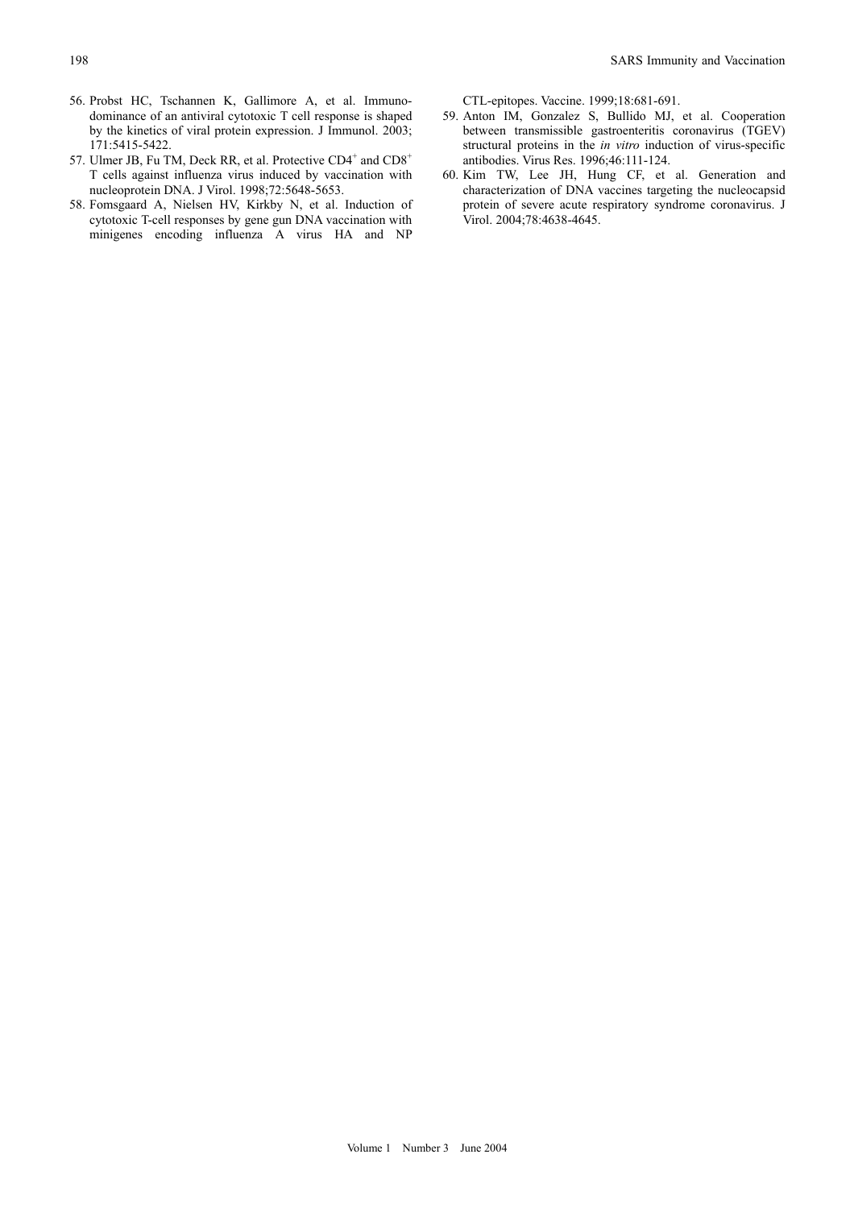56. Probst HC, Tschannen K, Gallimore A, et al. Immunodominance of an antiviral cytotoxic T cell response is shaped by the kinetics of viral protein expression. J Immunol. 2003; 171:5415-5422.
57. Ulmer JB, Fu TM, Deck RR, et al. Protective $CD4^+$ and $CD8^+$ T cells against influenza virus induced by vaccination with nucleoprotein DNA. J Virol. 1998;72:5648-5653.
58. Fomsgaard A, Nielsen HV, Kirkby N, et al. Induction of cytotoxic T-cell responses by gene gun DNA vaccination with minigenes encoding influenza A virus HA and NP CTL-epitopes. Vaccine. 1999;18:681-691.
59. Anton IM, Gonzalez S, Bullido MJ, et al. Cooperation between transmissible gastroenteritis coronavirus (TGEV) structural proteins in the *in vitro* induction of virus-specific antibodies. Virus Res. 1996;46:111-124.
60. Kim TW, Lee JH, Hung CF, et al. Generation and characterization of DNA vaccines targeting the nucleocapsid protein of severe acute respiratory syndrome coronavirus. J Virol. 2004;78:4638-4645.